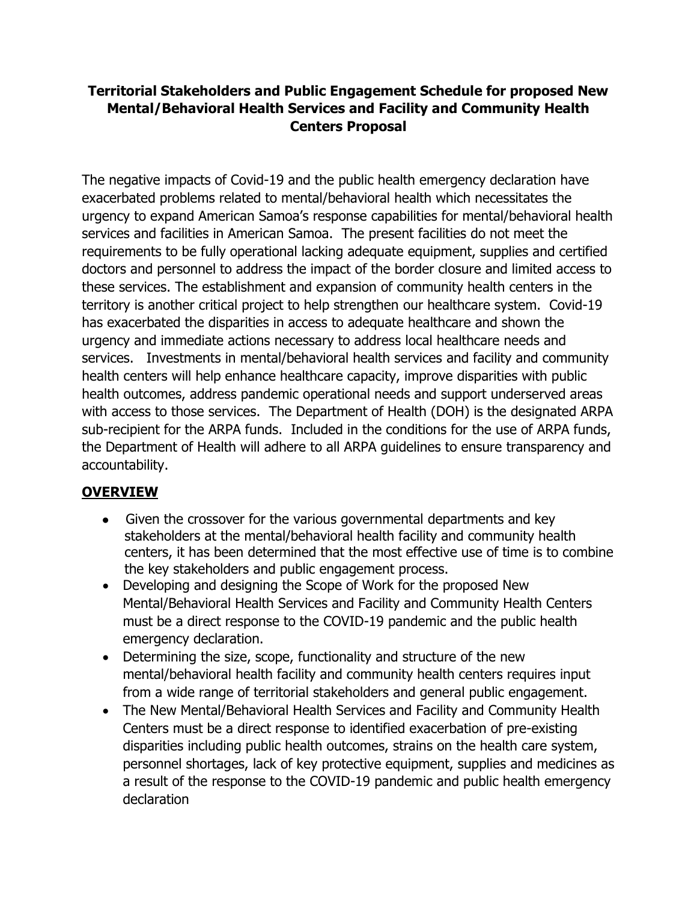# Territorial Stakeholders and Public Engagement Schedule for proposed New Mental/Behavioral Health Services and Facility and Community Health Centers Proposal

The negative impacts of Covid-19 and the public health emergency declaration have exacerbated problems related to mental/behavioral health which necessitates the urgency to expand American Samoa's response capabilities for mental/behavioral health services and facilities in American Samoa. The present facilities do not meet the requirements to be fully operational lacking adequate equipment, supplies and certified doctors and personnel to address the impact of the border closure and limited access to these services. The establishment and expansion of community health centers in the territory is another critical project to help strengthen our healthcare system. Covid-19 has exacerbated the disparities in access to adequate healthcare and shown the urgency and immediate actions necessary to address local healthcare needs and services. Investments in mental/behavioral health services and facility and community health centers will help enhance healthcare capacity, improve disparities with public health outcomes, address pandemic operational needs and support underserved areas with access to those services. The Department of Health (DOH) is the designated ARPA sub-recipient for the ARPA funds. Included in the conditions for the use of ARPA funds, the Department of Health will adhere to all ARPA guidelines to ensure transparency and accountability.

## OVERVIEW

- Given the crossover for the various governmental departments and key stakeholders at the mental/behavioral health facility and community health centers, it has been determined that the most effective use of time is to combine the key stakeholders and public engagement process.
- Developing and designing the Scope of Work for the proposed New Mental/Behavioral Health Services and Facility and Community Health Centers must be a direct response to the COVID-19 pandemic and the public health emergency declaration.
- Determining the size, scope, functionality and structure of the new mental/behavioral health facility and community health centers requires input from a wide range of territorial stakeholders and general public engagement.
- The New Mental/Behavioral Health Services and Facility and Community Health Centers must be a direct response to identified exacerbation of pre-existing disparities including public health outcomes, strains on the health care system, personnel shortages, lack of key protective equipment, supplies and medicines as a result of the response to the COVID-19 pandemic and public health emergency declaration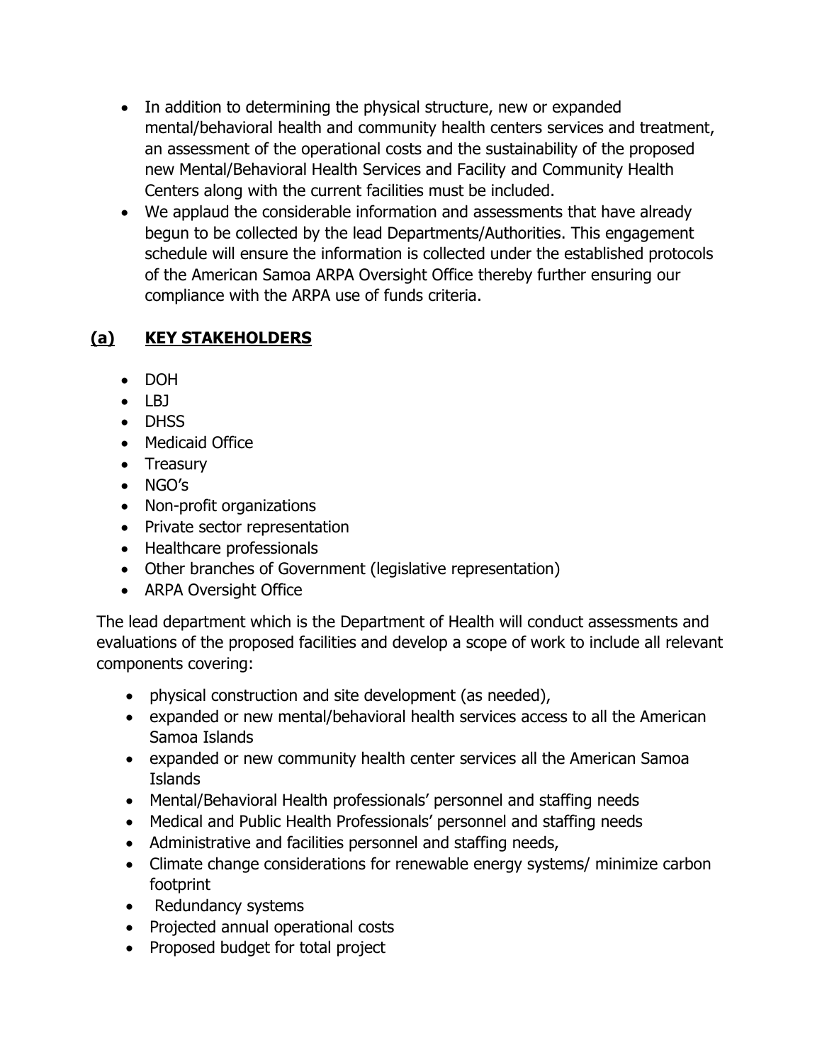- In addition to determining the physical structure, new or expanded mental/behavioral health and community health centers services and treatment, an assessment of the operational costs and the sustainability of the proposed new Mental/Behavioral Health Services and Facility and Community Health Centers along with the current facilities must be included.
- We applaud the considerable information and assessments that have already begun to be collected by the lead Departments/Authorities. This engagement schedule will ensure the information is collected under the established protocols of the American Samoa ARPA Oversight Office thereby further ensuring our compliance with the ARPA use of funds criteria.

## **(a) KEY STAKEHOLDERS**

- DOH
- LBJ
- DHSS
- Medicaid Office
- Treasury
- NGO's
- Non-profit organizations
- Private sector representation
- Healthcare professionals
- Other branches of Government (legislative representation)
- ARPA Oversight Office

The lead department which is the Department of Health will conduct assessments and evaluations of the proposed facilities and develop a scope of work to include all relevant components covering:

- physical construction and site development (as needed),
- expanded or new mental/behavioral health services access to all the American Samoa Islands
- expanded or new community health center services all the American Samoa Islands
- Mental/Behavioral Health professionals' personnel and staffing needs
- Medical and Public Health Professionals' personnel and staffing needs
- Administrative and facilities personnel and staffing needs,
- Climate change considerations for renewable energy systems/ minimize carbon footprint
- Redundancy systems
- Projected annual operational costs
- Proposed budget for total project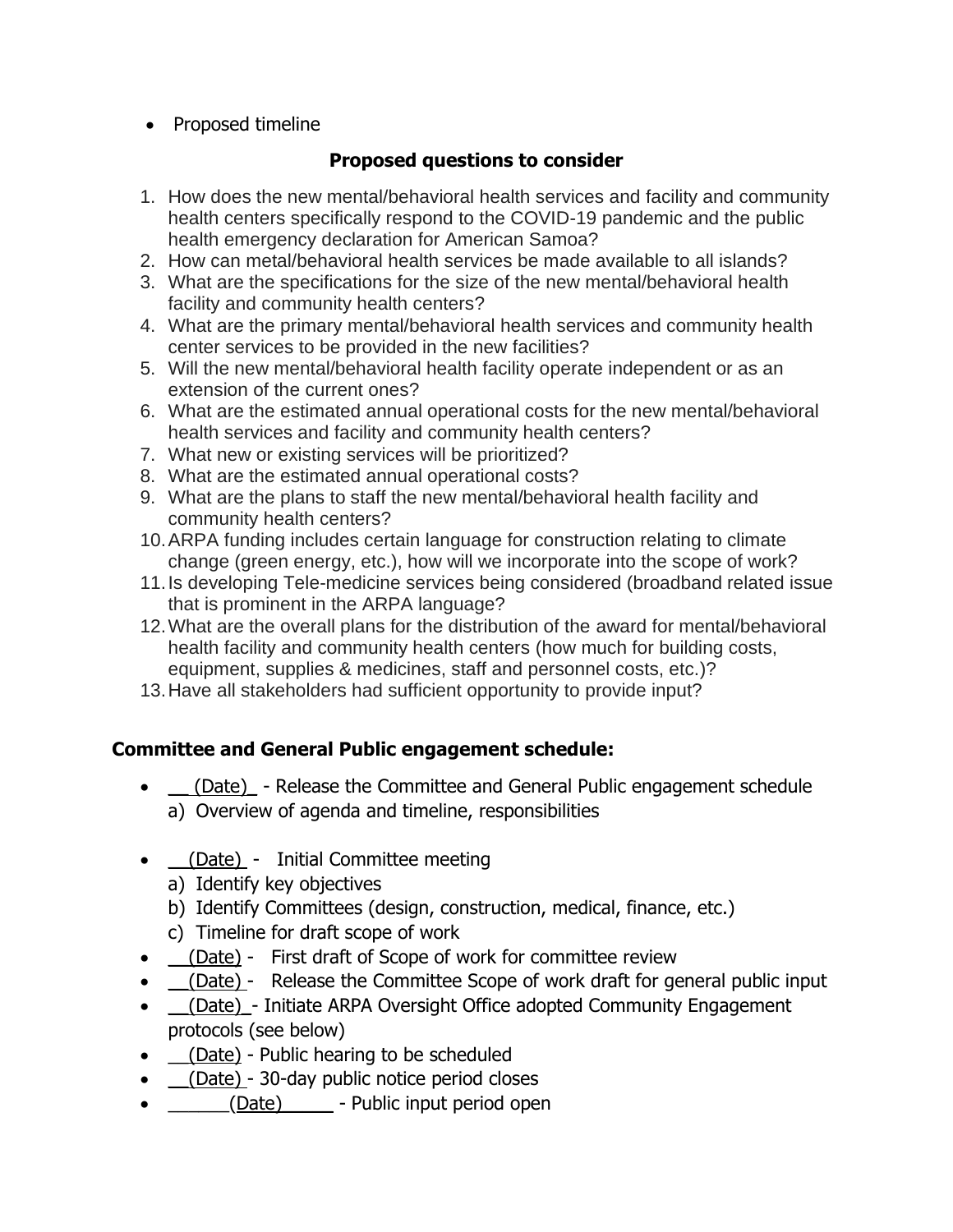- Proposed timeline

### Proposed questions to consider

1. How does the new mental/behavioral health services and facility and community health centers specifically respond to the COVID-19 pandemic and the public health emergency declaration for American Samoa?
2. How can metal/behavioral health services be made available to all islands?
3. What are the specifications for the size of the new mental/behavioral health facility and community health centers?
4. What are the primary mental/behavioral health services and community health center services to be provided in the new facilities?
5. Will the new mental/behavioral health facility operate independent or as an extension of the current ones?
6. What are the estimated annual operational costs for the new mental/behavioral health services and facility and community health centers?
7. What new or existing services will be prioritized?
8. What are the estimated annual operational costs?
9. What are the plans to staff the new mental/behavioral health facility and community health centers?
10. ARPA funding includes certain language for construction relating to climate change (green energy, etc.), how will we incorporate into the scope of work?
11. Is developing Tele-medicine services being considered (broadband related issue that is prominent in the ARPA language?
12. What are the overall plans for the distribution of the award for mental/behavioral health facility and community health centers (how much for building costs, equipment, supplies & medicines, staff and personnel costs, etc.)?
13. Have all stakeholders had sufficient opportunity to provide input?

### Committee and General Public engagement schedule:

- __ (Date)_ - Release the Committee and General Public engagement schedule
  a) Overview of agenda and timeline, responsibilities
- __(Date) - Initial Committee meeting
  a) Identify key objectives
  b) Identify Committees (design, construction, medical, finance, etc.)
  c) Timeline for draft scope of work
- __(Date) - First draft of Scope of work for committee review
- __(Date) - Release the Committee Scope of work draft for general public input
- __(Date) - Initiate ARPA Oversight Office adopted Community Engagement protocols (see below)
- __(Date) - Public hearing to be scheduled
- __(Date) - 30-day public notice period closes
- ______(Date)_____ - Public input period open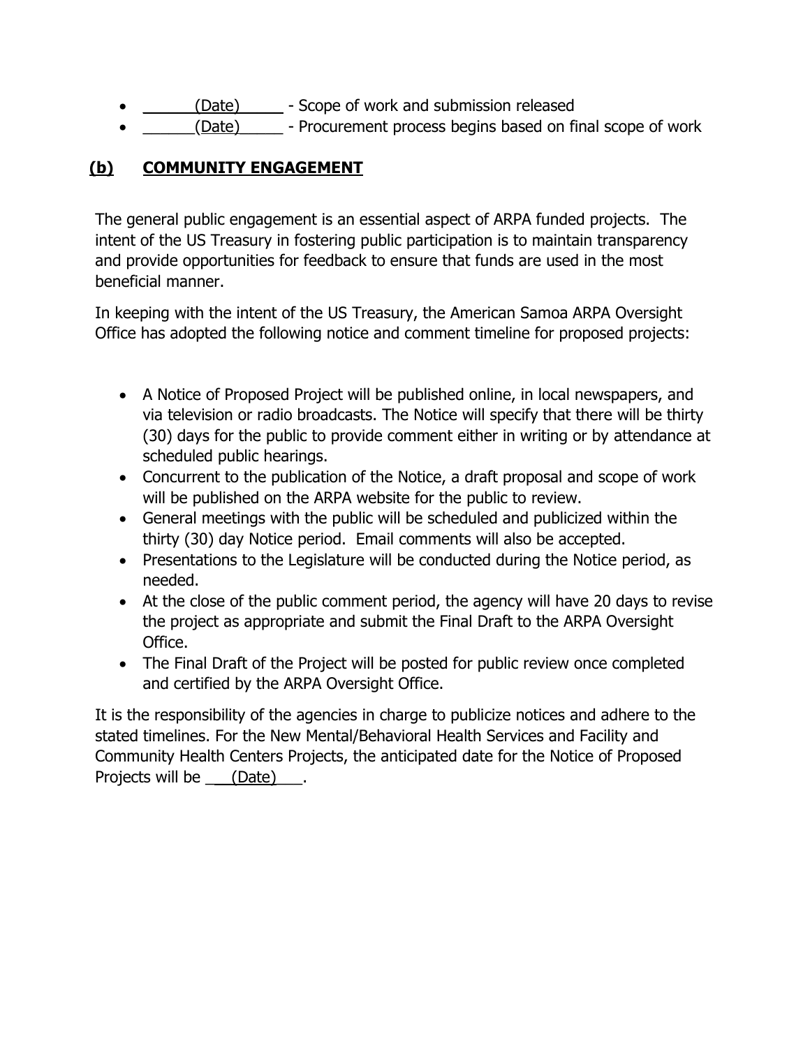- ______(Date)_____ - Scope of work and submission released
- ______(Date)_____ - Procurement process begins based on final scope of work

## (b) COMMUNITY ENGAGEMENT

The general public engagement is an essential aspect of ARPA funded projects. The intent of the US Treasury in fostering public participation is to maintain transparency and provide opportunities for feedback to ensure that funds are used in the most beneficial manner.

In keeping with the intent of the US Treasury, the American Samoa ARPA Oversight Office has adopted the following notice and comment timeline for proposed projects:

- A Notice of Proposed Project will be published online, in local newspapers, and via television or radio broadcasts. The Notice will specify that there will be thirty (30) days for the public to provide comment either in writing or by attendance at scheduled public hearings.
- Concurrent to the publication of the Notice, a draft proposal and scope of work will be published on the ARPA website for the public to review.
- General meetings with the public will be scheduled and publicized within the thirty (30) day Notice period. Email comments will also be accepted.
- Presentations to the Legislature will be conducted during the Notice period, as needed.
- At the close of the public comment period, the agency will have 20 days to revise the project as appropriate and submit the Final Draft to the ARPA Oversight Office.
- The Final Draft of the Project will be posted for public review once completed and certified by the ARPA Oversight Office.

It is the responsibility of the agencies in charge to publicize notices and adhere to the stated timelines. For the New Mental/Behavioral Health Services and Facility and Community Health Centers Projects, the anticipated date for the Notice of Proposed Projects will be ___(Date)___.